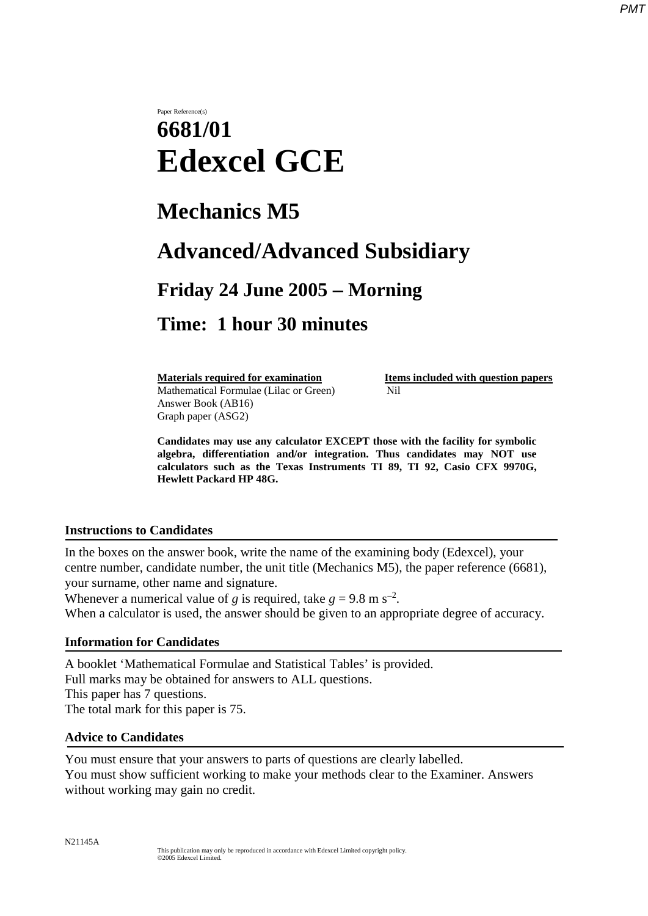Paper Reference(s)

# 6681/01
# Edexcel GCE

## Mechanics M5

## Advanced/Advanced Subsidiary

## Friday 24 June 2005 – Morning

## Time: 1 hour 30 minutes

| Materials required for examination | Items included with question papers |
| --- | --- |
| Mathematical Formulae (Lilac or Green) | Nil |
| Answer Book (AB16) | |
| Graph paper (ASG2) | |

**Candidates may use any calculator EXCEPT those with the facility for symbolic algebra, differentiation and/or integration. Thus candidates may NOT use calculators such as the Texas Instruments TI 89, TI 92, Casio CFX 9970G, Hewlett Packard HP 48G.**

### Instructions to Candidates

In the boxes on the answer book, write the name of the examining body (Edexcel), your centre number, candidate number, the unit title (Mechanics M5), the paper reference (6681), your surname, other name and signature.
Whenever a numerical value of $g$ is required, take $g = 9.8$ m s$^{-2}$.
When a calculator is used, the answer should be given to an appropriate degree of accuracy.

### Information for Candidates

A booklet 'Mathematical Formulae and Statistical Tables' is provided.
Full marks may be obtained for answers to ALL questions.
This paper has 7 questions.
The total mark for this paper is 75.

### Advice to Candidates

You must ensure that your answers to parts of questions are clearly labelled.
You must show sufficient working to make your methods clear to the Examiner. Answers without working may gain no credit.

N21145A

This publication may only be reproduced in accordance with Edexcel Limited copyright policy.
©2005 Edexcel Limited.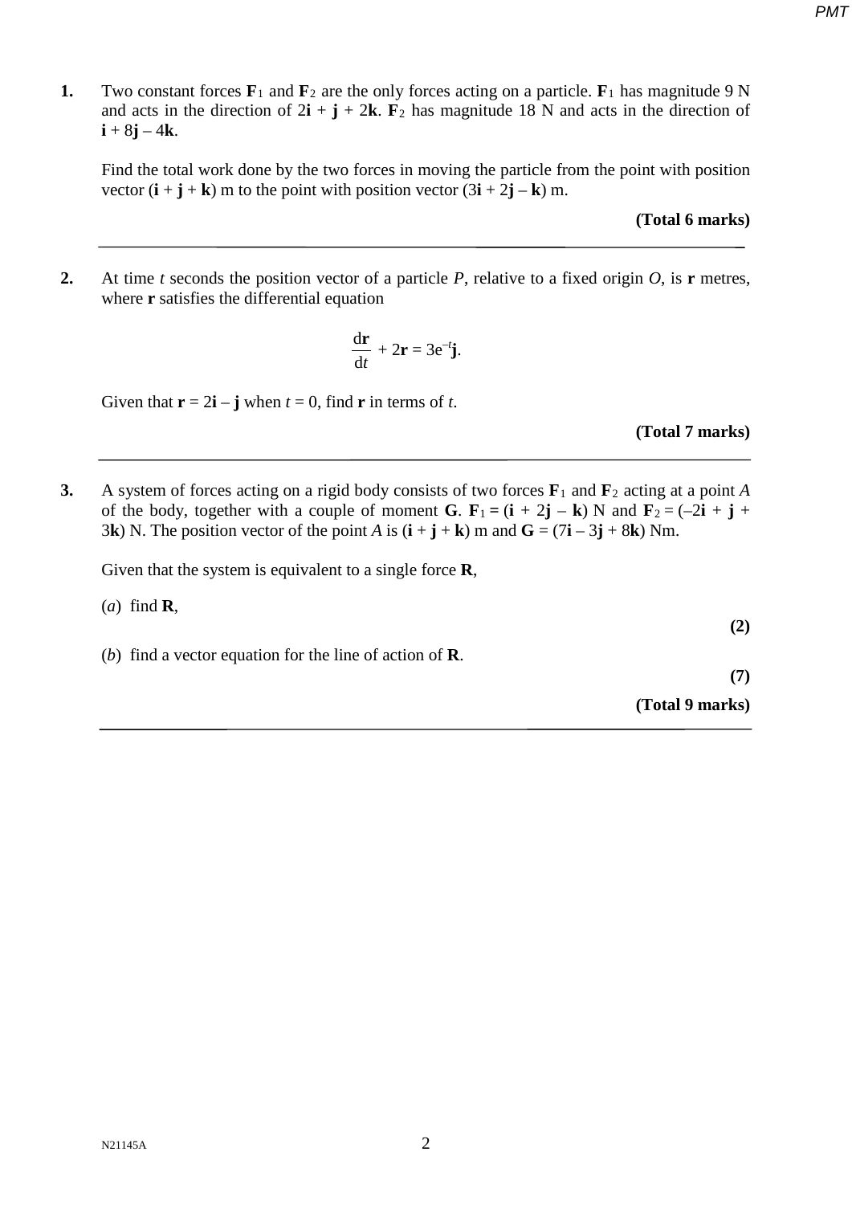**1.** Two constant forces $\mathbf{F}_1$ and $\mathbf{F}_2$ are the only forces acting on a particle. $\mathbf{F}_1$ has magnitude 9 N and acts in the direction of $2\mathbf{i} + \mathbf{j} + 2\mathbf{k}$. $\mathbf{F}_2$ has magnitude 18 N and acts in the direction of $\mathbf{i} + 8\mathbf{j} - 4\mathbf{k}$.

Find the total work done by the two forces in moving the particle from the point with position vector $(\mathbf{i} + \mathbf{j} + \mathbf{k})$ m to the point with position vector $(3\mathbf{i} + 2\mathbf{j} - \mathbf{k})$ m.

**(Total 6 marks)**

---

**2.** At time $t$ seconds the position vector of a particle $P$, relative to a fixed origin $O$, is $\mathbf{r}$ metres, where $\mathbf{r}$ satisfies the differential equation

$$\frac{\mathrm{d}\mathbf{r}}{\mathrm{d}t} + 2\mathbf{r} = 3\mathrm{e}^{-t}\mathbf{j}.$$

Given that $\mathbf{r} = 2\mathbf{i} - \mathbf{j}$ when $t = 0$, find $\mathbf{r}$ in terms of $t$.

**(Total 7 marks)**

---

**3.** A system of forces acting on a rigid body consists of two forces $\mathbf{F}_1$ and $\mathbf{F}_2$ acting at a point $A$ of the body, together with a couple of moment $\mathbf{G}$. $\mathbf{F}_1 = (\mathbf{i} + 2\mathbf{j} - \mathbf{k})$ N and $\mathbf{F}_2 = (-2\mathbf{i} + \mathbf{j} + 3\mathbf{k})$ N. The position vector of the point $A$ is $(\mathbf{i} + \mathbf{j} + \mathbf{k})$ m and $\mathbf{G} = (7\mathbf{i} - 3\mathbf{j} + 8\mathbf{k})$ Nm.

Given that the system is equivalent to a single force $\mathbf{R}$,

(*a*) find $\mathbf{R}$,

**(2)**

(*b*) find a vector equation for the line of action of $\mathbf{R}$.

**(7)**

**(Total 9 marks)**

---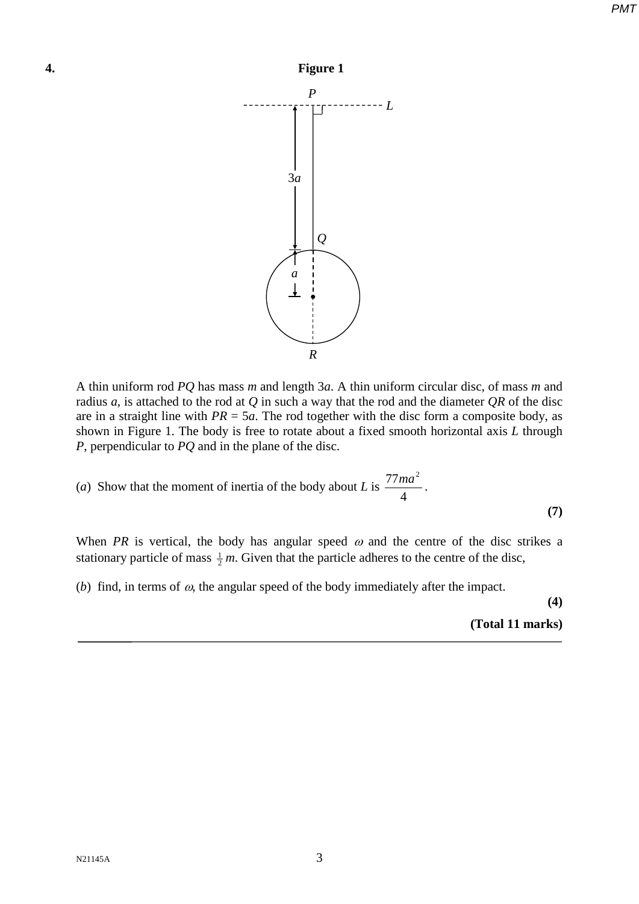**4.**

**Figure 1**

A thin uniform rod $PQ$ has mass $m$ and length $3a$. A thin uniform circular disc, of mass $m$ and radius $a$, is attached to the rod at $Q$ in such a way that the rod and the diameter $QR$ of the disc are in a straight line with $PR = 5a$. The rod together with the disc form a composite body, as shown in Figure 1. The body is free to rotate about a fixed smooth horizontal axis $L$ through $P$, perpendicular to $PQ$ and in the plane of the disc.

(*a*) Show that the moment of inertia of the body about $L$ is $\dfrac{77ma^2}{4}$.

**(7)**

When $PR$ is vertical, the body has angular speed $\omega$ and the centre of the disc strikes a stationary particle of mass $\frac{1}{2}m$. Given that the particle adheres to the centre of the disc,

(*b*) find, in terms of $\omega$, the angular speed of the body immediately after the impact.

**(4)**

**(Total 11 marks)**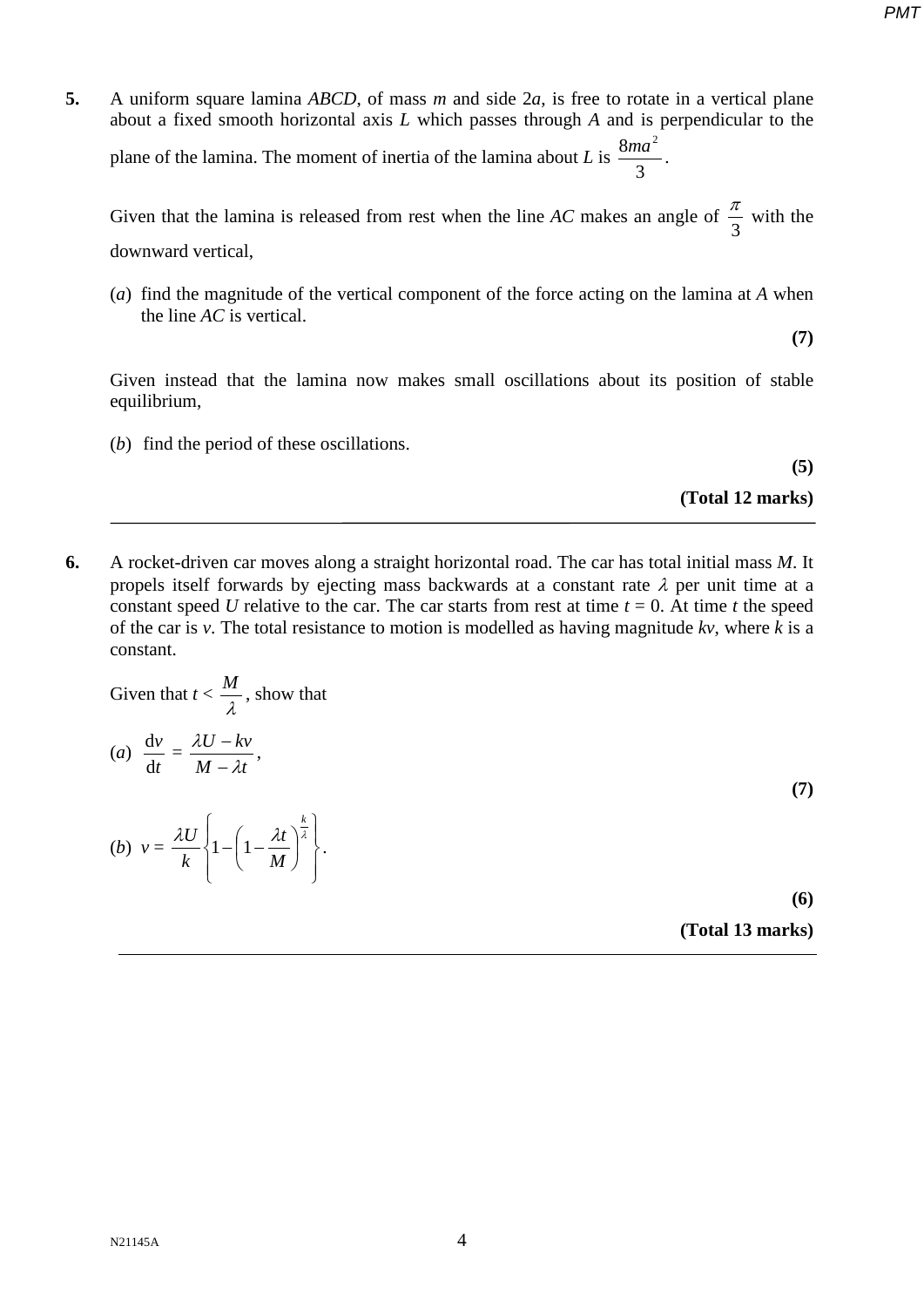**5.** A uniform square lamina *ABCD*, of mass $m$ and side $2a$, is free to rotate in a vertical plane about a fixed smooth horizontal axis $L$ which passes through $A$ and is perpendicular to the plane of the lamina. The moment of inertia of the lamina about $L$ is $\frac{8ma^2}{3}$.

Given that the lamina is released from rest when the line $AC$ makes an angle of $\frac{\pi}{3}$ with the downward vertical,

(*a*) find the magnitude of the vertical component of the force acting on the lamina at $A$ when the line $AC$ is vertical.

**(7)**

Given instead that the lamina now makes small oscillations about its position of stable equilibrium,

(*b*) find the period of these oscillations.

**(5)**

**(Total 12 marks)**

---

**6.** A rocket-driven car moves along a straight horizontal road. The car has total initial mass $M$. It propels itself forwards by ejecting mass backwards at a constant rate $\lambda$ per unit time at a constant speed $U$ relative to the car. The car starts from rest at time $t = 0$. At time $t$ the speed of the car is $v$. The total resistance to motion is modelled as having magnitude $kv$, where $k$ is a constant.

Given that $t < \frac{M}{\lambda}$, show that

(*a*) $\frac{\mathrm{d}v}{\mathrm{d}t} = \frac{\lambda U - kv}{M - \lambda t}$,

**(7)**

(*b*) $v = \frac{\lambda U}{k}\left\{1 - \left(1 - \frac{\lambda t}{M}\right)^{\frac{k}{\lambda}}\right\}$.

**(6)**

**(Total 13 marks)**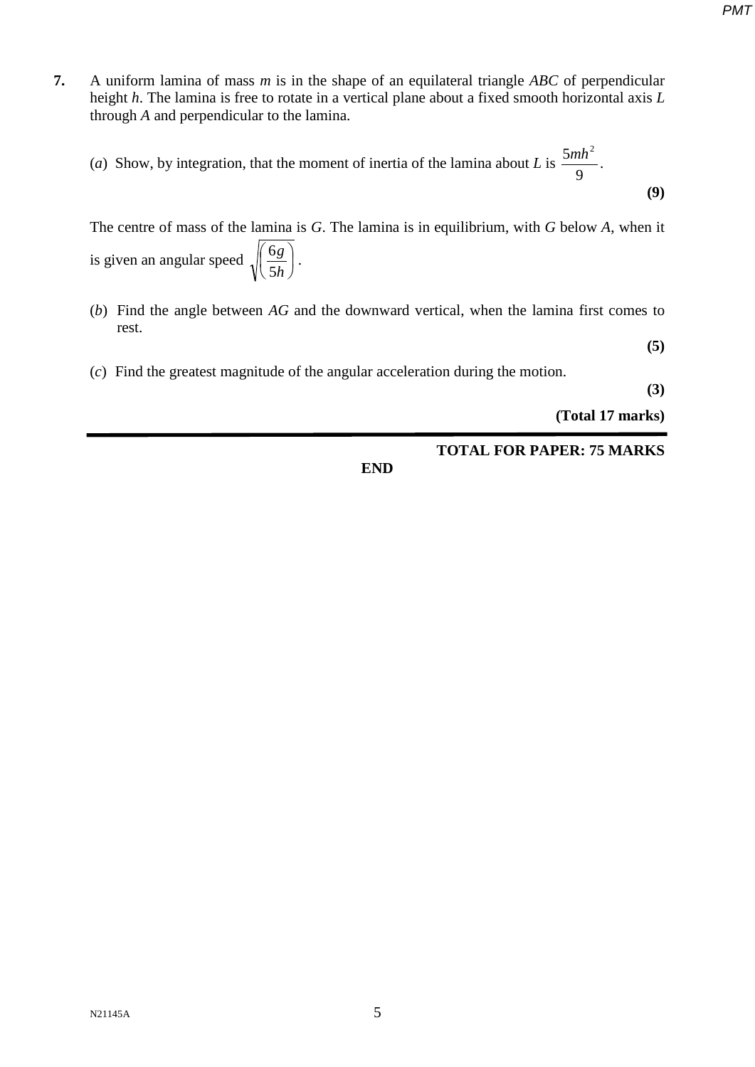**7.** A uniform lamina of mass $m$ is in the shape of an equilateral triangle $ABC$ of perpendicular height $h$. The lamina is free to rotate in a vertical plane about a fixed smooth horizontal axis $L$ through $A$ and perpendicular to the lamina.

(*a*) Show, by integration, that the moment of inertia of the lamina about $L$ is $\dfrac{5mh^2}{9}$.
**(9)**

The centre of mass of the lamina is $G$. The lamina is in equilibrium, with $G$ below $A$, when it is given an angular speed $\sqrt{\left(\dfrac{6g}{5h}\right)}$.

(*b*) Find the angle between $AG$ and the downward vertical, when the lamina first comes to rest.
**(5)**

(*c*) Find the greatest magnitude of the angular acceleration during the motion.
**(3)**

**(Total 17 marks)**

---

**TOTAL FOR PAPER: 75 MARKS**

**END**